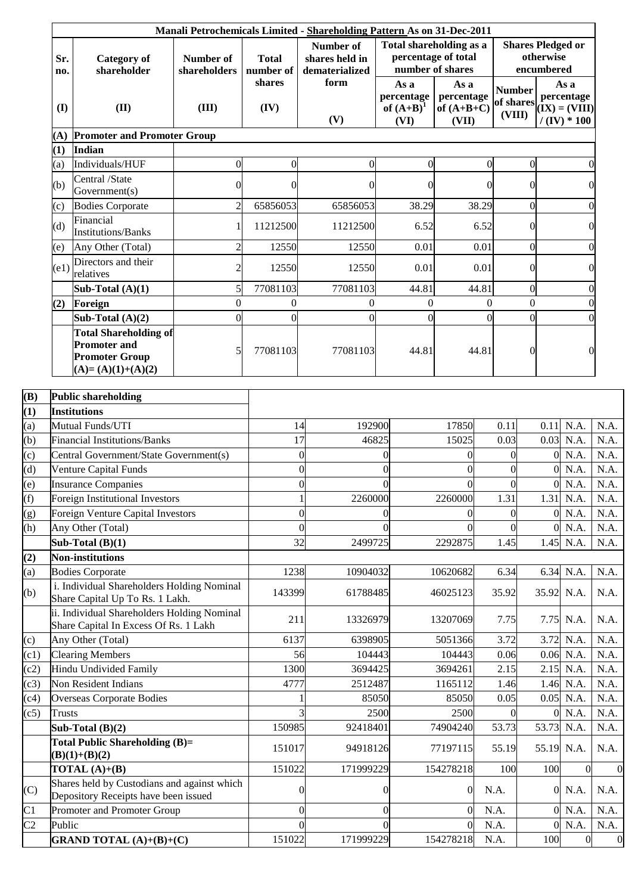# Manali Petrochemicals Limited - Shareholding Pattern As on 31-Dec-2011

| Sr. no. | Category of shareholder | Number of shareholders | Total number of shares | Number of shares held in dematerialized form | Total shareholding as a percentage of total number of shares | | Shares Pledged or otherwise encumbered | |
|---|---|---|---|---|---|---|---|---|
| | | | | | As a percentage of (A+B)[1] | As a percentage of (A+B+C) | Number of shares | As a percentage |
| (I) | (II) | (III) | (IV) | (V) | (VI) | (VII) | (VIII) | (IX) = (VIII) / (IV) * 100 |
| (A) | **Promoter and Promoter Group** | | | | | | | |
| (1) | **Indian** | | | | | | | |
| (a) | Individuals/HUF | 0 | 0 | 0 | 0 | 0 | 0 | 0 |
| (b) | Central /State Government(s) | 0 | 0 | 0 | 0 | 0 | 0 | 0 |
| (c) | Bodies Corporate | 2 | 65856053 | 65856053 | 38.29 | 38.29 | 0 | 0 |
| (d) | Financial Institutions/Banks | 1 | 11212500 | 11212500 | 6.52 | 6.52 | 0 | 0 |
| (e) | Any Other (Total) | 2 | 12550 | 12550 | 0.01 | 0.01 | 0 | 0 |
| (e1) | Directors and their relatives | 2 | 12550 | 12550 | 0.01 | 0.01 | 0 | 0 |
| | **Sub-Total (A)(1)** | 5 | 77081103 | 77081103 | 44.81 | 44.81 | 0 | 0 |
| (2) | **Foreign** | 0 | 0 | 0 | 0 | 0 | 0 | 0 |
| | **Sub-Total (A)(2)** | 0 | 0 | 0 | 0 | 0 | 0 | 0 |
| | **Total Shareholding of Promoter and Promoter Group (A)= (A)(1)+(A)(2)** | 5 | 77081103 | 77081103 | 44.81 | 44.81 | 0 | 0 |
| (B) | **Public shareholding** | | | | | | | |
| (1) | **Institutions** | | | | | | | |
| (a) | Mutual Funds/UTI | 14 | 192900 | 17850 | 0.11 | 0.11 | N.A. | N.A. |
| (b) | Financial Institutions/Banks | 17 | 46825 | 15025 | 0.03 | 0.03 | N.A. | N.A. |
| (c) | Central Government/State Government(s) | 0 | 0 | 0 | 0 | 0 | N.A. | N.A. |
| (d) | Venture Capital Funds | 0 | 0 | 0 | 0 | 0 | N.A. | N.A. |
| (e) | Insurance Companies | 0 | 0 | 0 | 0 | 0 | N.A. | N.A. |
| (f) | Foreign Institutional Investors | 1 | 2260000 | 2260000 | 1.31 | 1.31 | N.A. | N.A. |
| (g) | Foreign Venture Capital Investors | 0 | 0 | 0 | 0 | 0 | N.A. | N.A. |
| (h) | Any Other (Total) | 0 | 0 | 0 | 0 | 0 | N.A. | N.A. |
| | **Sub-Total (B)(1)** | 32 | 2499725 | 2292875 | 1.45 | 1.45 | N.A. | N.A. |
| (2) | **Non-institutions** | | | | | | | |
| (a) | Bodies Corporate | 1238 | 10904032 | 10620682 | 6.34 | 6.34 | N.A. | N.A. |
| (b) | i. Individual Shareholders Holding Nominal Share Capital Up To Rs. 1 Lakh. | 143399 | 61788485 | 46025123 | 35.92 | 35.92 | N.A. | N.A. |
| | ii. Individual Shareholders Holding Nominal Share Capital In Excess Of Rs. 1 Lakh | 211 | 13326979 | 13207069 | 7.75 | 7.75 | N.A. | N.A. |
| (c) | Any Other (Total) | 6137 | 6398905 | 5051366 | 3.72 | 3.72 | N.A. | N.A. |
| (c1) | Clearing Members | 56 | 104443 | 104443 | 0.06 | 0.06 | N.A. | N.A. |
| (c2) | Hindu Undivided Family | 1300 | 3694425 | 3694261 | 2.15 | 2.15 | N.A. | N.A. |
| (c3) | Non Resident Indians | 4777 | 2512487 | 1165112 | 1.46 | 1.46 | N.A. | N.A. |
| (c4) | Overseas Corporate Bodies | 1 | 85050 | 85050 | 0.05 | 0.05 | N.A. | N.A. |
| (c5) | Trusts | 3 | 2500 | 2500 | 0 | 0 | N.A. | N.A. |
| | **Sub-Total (B)(2)** | 150985 | 92418401 | 74904240 | 53.73 | 53.73 | N.A. | N.A. |
| | **Total Public Shareholding (B)= (B)(1)+(B)(2)** | 151017 | 94918126 | 77197115 | 55.19 | 55.19 | N.A. | N.A. |
| | **TOTAL (A)+(B)** | 151022 | 171999229 | 154278218 | 100 | 100 | 0 | 0 |
| (C) | Shares held by Custodians and against which Depository Receipts have been issued | 0 | 0 | 0 | N.A. | 0 | N.A. | N.A. |
| C1 | Promoter and Promoter Group | 0 | 0 | 0 | N.A. | 0 | N.A. | N.A. |
| C2 | Public | 0 | 0 | 0 | N.A. | 0 | N.A. | N.A. |
| | **GRAND TOTAL (A)+(B)+(C)** | 151022 | 171999229 | 154278218 | N.A. | 100 | 0 | 0 |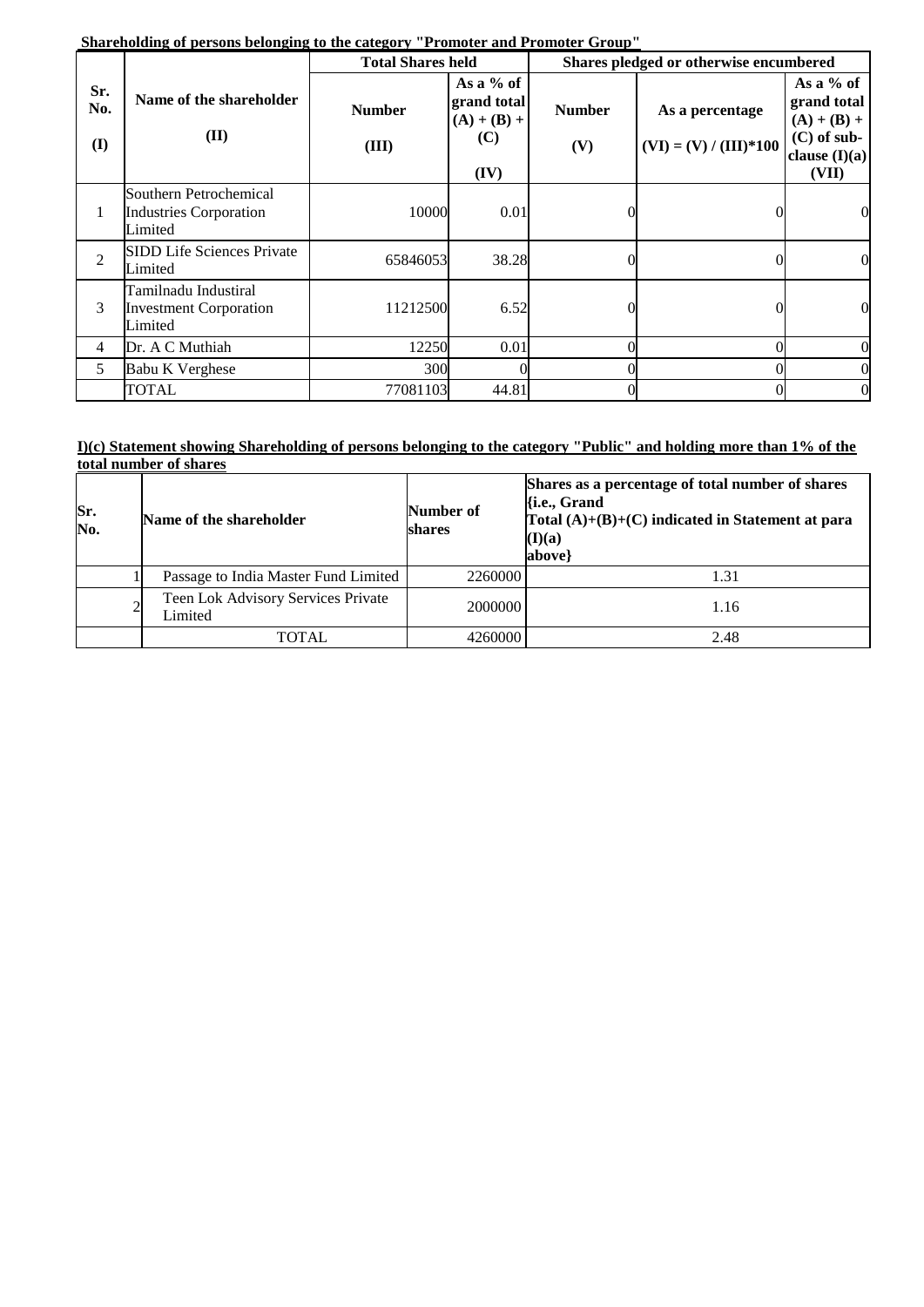**Shareholding of persons belonging to the category "Promoter and Promoter Group"**

| Sr. No. (I) | Name of the shareholder (II) | Total Shares held | | Shares pledged or otherwise encumbered | | |
|---|---|---|---|---|---|---|
| | | Number (III) | As a % of grand total (A) + (B) + (C) (IV) | Number (V) | As a percentage (VI) = (V) / (III)*100 | As a % of grand total (A) + (B) + (C) of sub-clause (I)(a) (VII) |
| 1 | Southern Petrochemical Industries Corporation Limited | 10000 | 0.01 | 0 | 0 | 0 |
| 2 | SIDD Life Sciences Private Limited | 65846053 | 38.28 | 0 | 0 | 0 |
| 3 | Tamilnadu Industiral Investment Corporation Limited | 11212500 | 6.52 | 0 | 0 | 0 |
| 4 | Dr. A C Muthiah | 12250 | 0.01 | 0 | 0 | 0 |
| 5 | Babu K Verghese | 300 | 0 | 0 | 0 | 0 |
| | TOTAL | 77081103 | 44.81 | 0 | 0 | 0 |

**I)(c) Statement showing Shareholding of persons belonging to the category "Public" and holding more than 1% of the total number of shares**

| Sr. No. | Name of the shareholder | Number of shares | Shares as a percentage of total number of shares {i.e., Grand Total (A)+(B)+(C) indicated in Statement at para (I)(a) above} |
|---|---|---|---|
| 1 | Passage to India Master Fund Limited | 2260000 | 1.31 |
| 2 | Teen Lok Advisory Services Private Limited | 2000000 | 1.16 |
| | TOTAL | 4260000 | 2.48 |